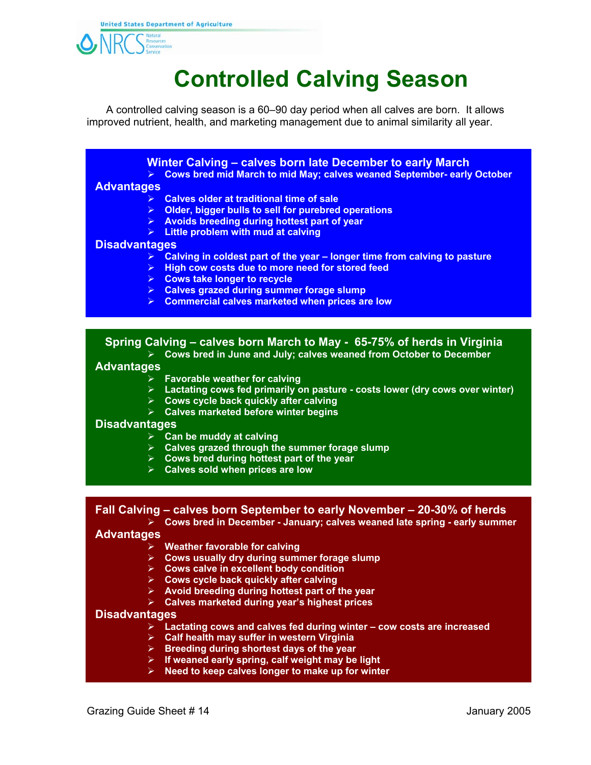United States Department of Agriculture
NRCS Natural Resources Conservation Service

# Controlled Calving Season

A controlled calving season is a 60–90 day period when all calves are born. It allows improved nutrient, health, and marketing management due to animal similarity all year.

## Winter Calving – calves born late December to early March

- Cows bred mid March to mid May; calves weaned September- early October

### Advantages

- Calves older at traditional time of sale
- Older, bigger bulls to sell for purebred operations
- Avoids breeding during hottest part of year
- Little problem with mud at calving

### Disadvantages

- Calving in coldest part of the year – longer time from calving to pasture
- High cow costs due to more need for stored feed
- Cows take longer to recycle
- Calves grazed during summer forage slump
- Commercial calves marketed when prices are low

## Spring Calving – calves born March to May - 65-75% of herds in Virginia

- Cows bred in June and July; calves weaned from October to December

### Advantages

- Favorable weather for calving
- Lactating cows fed primarily on pasture - costs lower (dry cows over winter)
- Cows cycle back quickly after calving
- Calves marketed before winter begins

### Disadvantages

- Can be muddy at calving
- Calves grazed through the summer forage slump
- Cows bred during hottest part of the year
- Calves sold when prices are low

## Fall Calving – calves born September to early November – 20-30% of herds

- Cows bred in December - January; calves weaned late spring - early summer

### Advantages

- Weather favorable for calving
- Cows usually dry during summer forage slump
- Cows calve in excellent body condition
- Cows cycle back quickly after calving
- Avoid breeding during hottest part of the year
- Calves marketed during year's highest prices

### Disadvantages

- Lactating cows and calves fed during winter – cow costs are increased
- Calf health may suffer in western Virginia
- Breeding during shortest days of the year
- If weaned early spring, calf weight may be light
- Need to keep calves longer to make up for winter

Grazing Guide Sheet # 14 January 2005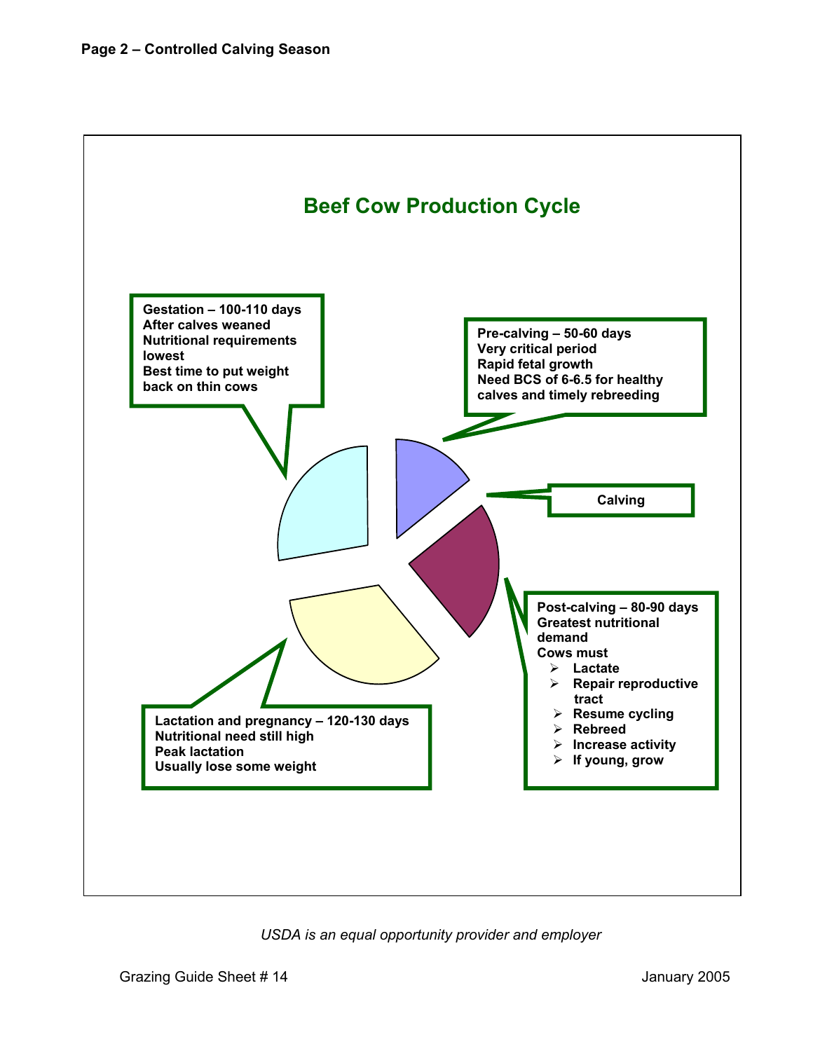**Page 2 – Controlled Calving Season**

## Beef Cow Production Cycle

**Gestation – 100-110 days**
After calves weaned
Nutritional requirements lowest
Best time to put weight back on thin cows

**Pre-calving – 50-60 days**
Very critical period
Rapid fetal growth
Need BCS of 6-6.5 for healthy calves and timely rebreeding

**Calving**

**Post-calving – 80-90 days**
Greatest nutritional demand
Cows must
- Lactate
- Repair reproductive tract
- Resume cycling
- Rebreed
- Increase activity
- If young, grow

**Lactation and pregnancy – 120-130 days**
Nutritional need still high
Peak lactation
Usually lose some weight

*USDA is an equal opportunity provider and employer*

Grazing Guide Sheet # 14 January 2005